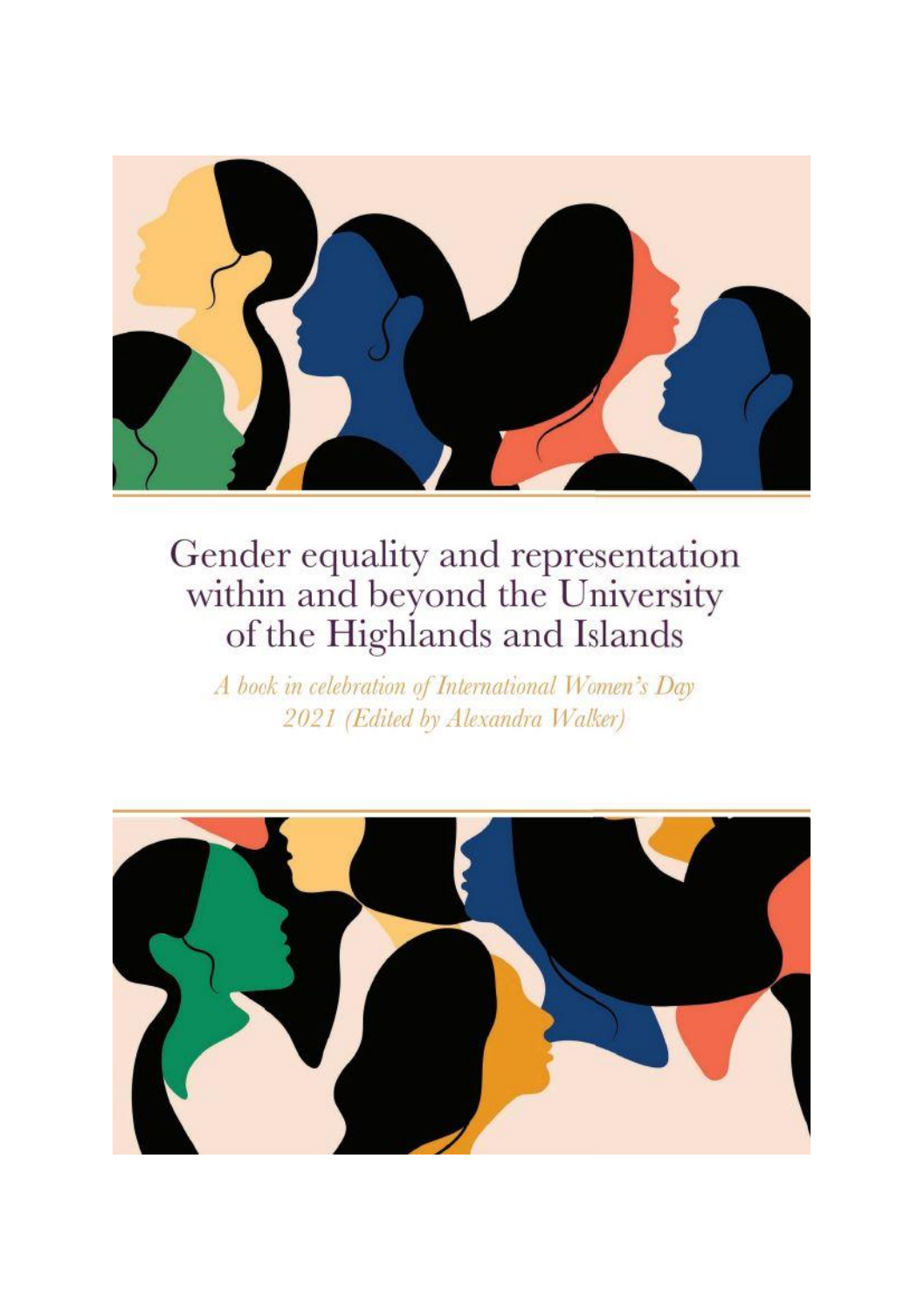# Gender equality and representation within and beyond the University of the Highlands and Islands

*A book in celebration of International Women's Day 2021 (Edited by Alexandra Walker)*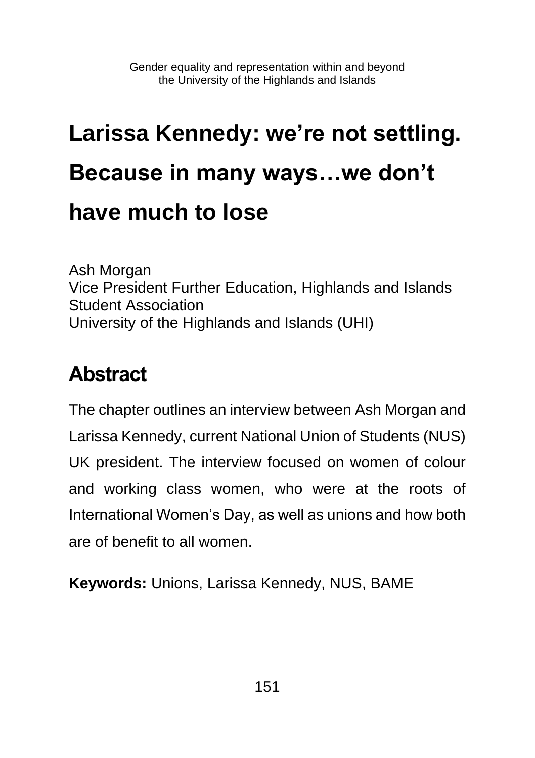# Larissa Kennedy: we're not settling. Because in many ways…we don't have much to lose

Ash Morgan
Vice President Further Education, Highlands and Islands Student Association
University of the Highlands and Islands (UHI)

## Abstract

The chapter outlines an interview between Ash Morgan and Larissa Kennedy, current National Union of Students (NUS) UK president. The interview focused on women of colour and working class women, who were at the roots of International Women's Day, as well as unions and how both are of benefit to all women.

**Keywords:** Unions, Larissa Kennedy, NUS, BAME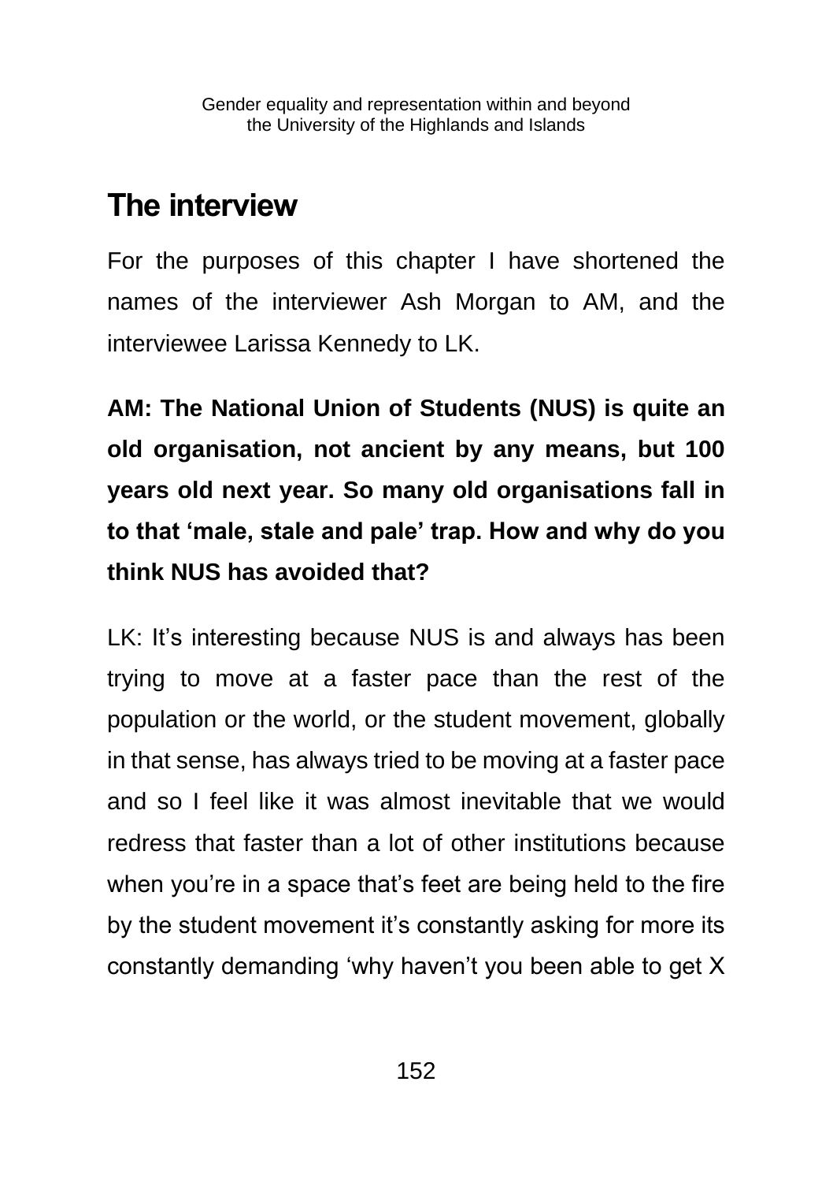## The interview

For the purposes of this chapter I have shortened the names of the interviewer Ash Morgan to AM, and the interviewee Larissa Kennedy to LK.

**AM: The National Union of Students (NUS) is quite an old organisation, not ancient by any means, but 100 years old next year. So many old organisations fall in to that 'male, stale and pale' trap. How and why do you think NUS has avoided that?**

LK: It's interesting because NUS is and always has been trying to move at a faster pace than the rest of the population or the world, or the student movement, globally in that sense, has always tried to be moving at a faster pace and so I feel like it was almost inevitable that we would redress that faster than a lot of other institutions because when you're in a space that's feet are being held to the fire by the student movement it's constantly asking for more its constantly demanding 'why haven't you been able to get X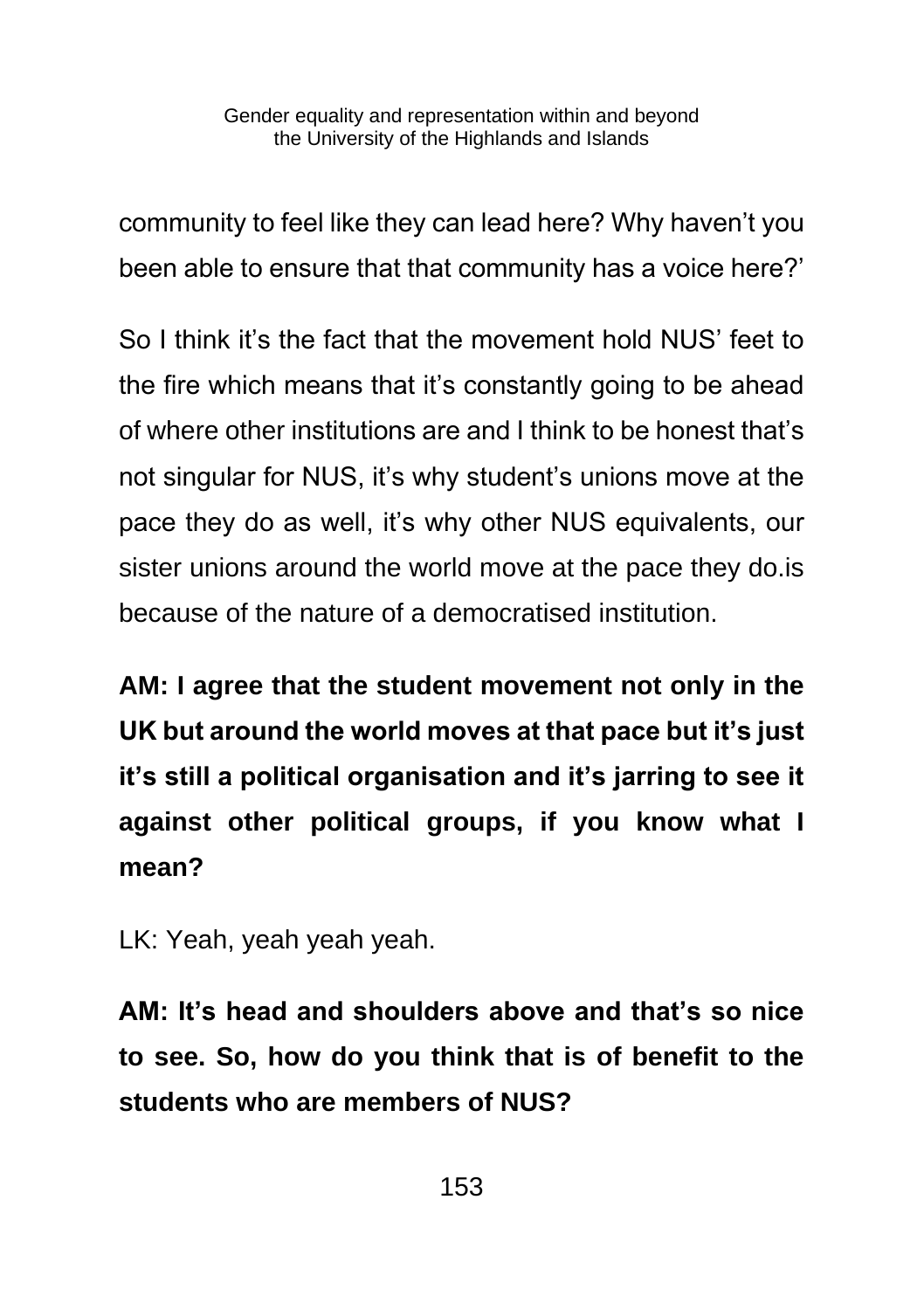community to feel like they can lead here? Why haven't you been able to ensure that that community has a voice here?'

So I think it's the fact that the movement hold NUS' feet to the fire which means that it's constantly going to be ahead of where other institutions are and I think to be honest that's not singular for NUS, it's why student's unions move at the pace they do as well, it's why other NUS equivalents, our sister unions around the world move at the pace they do.is because of the nature of a democratised institution.

**AM: I agree that the student movement not only in the UK but around the world moves at that pace but it's just it's still a political organisation and it's jarring to see it against other political groups, if you know what I mean?**

LK: Yeah, yeah yeah yeah.

**AM: It's head and shoulders above and that's so nice to see. So, how do you think that is of benefit to the students who are members of NUS?**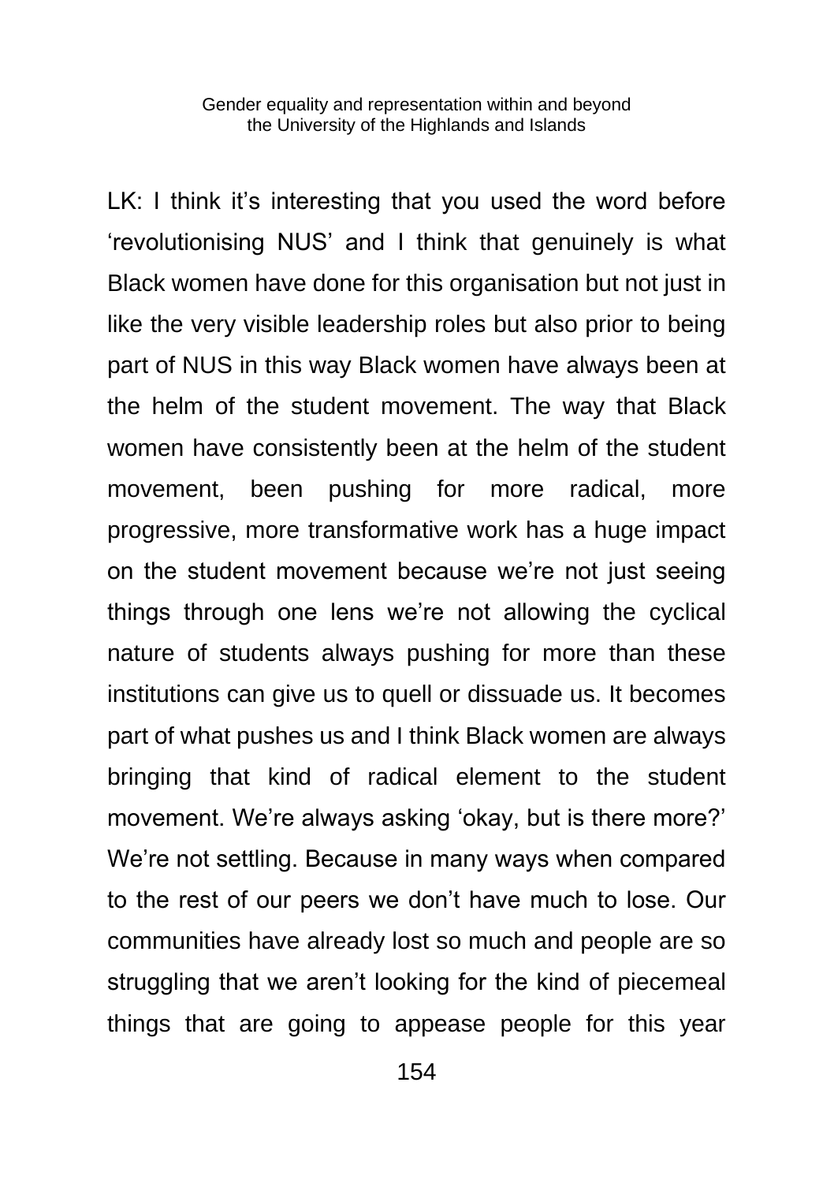LK: I think it’s interesting that you used the word before ‘revolutionising NUS’ and I think that genuinely is what Black women have done for this organisation but not just in like the very visible leadership roles but also prior to being part of NUS in this way Black women have always been at the helm of the student movement. The way that Black women have consistently been at the helm of the student movement, been pushing for more radical, more progressive, more transformative work has a huge impact on the student movement because we’re not just seeing things through one lens we’re not allowing the cyclical nature of students always pushing for more than these institutions can give us to quell or dissuade us. It becomes part of what pushes us and I think Black women are always bringing that kind of radical element to the student movement. We’re always asking ‘okay, but is there more?’ We’re not settling. Because in many ways when compared to the rest of our peers we don’t have much to lose. Our communities have already lost so much and people are so struggling that we aren’t looking for the kind of piecemeal things that are going to appease people for this year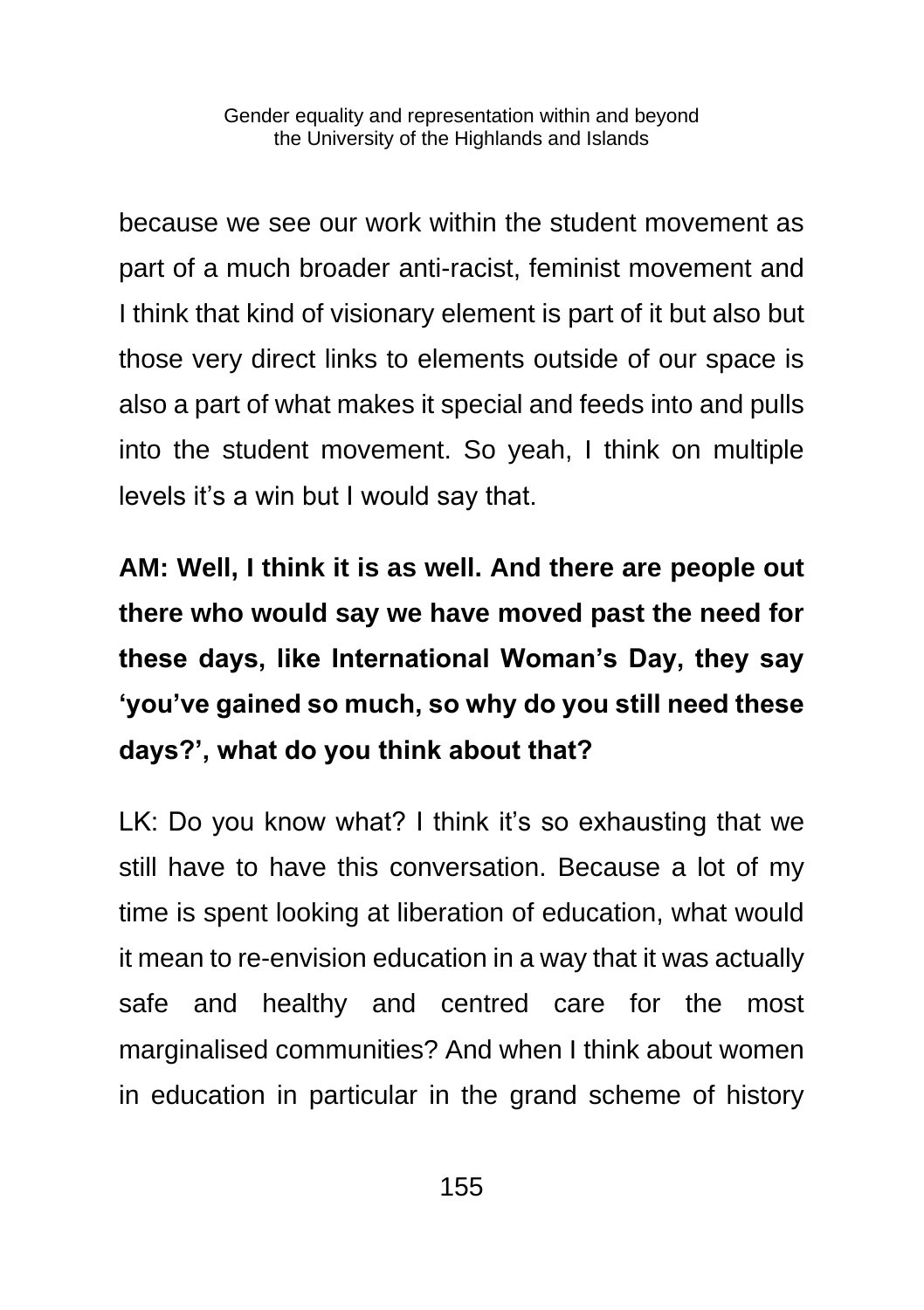because we see our work within the student movement as part of a much broader anti-racist, feminist movement and I think that kind of visionary element is part of it but also but those very direct links to elements outside of our space is also a part of what makes it special and feeds into and pulls into the student movement. So yeah, I think on multiple levels it's a win but I would say that.

**AM: Well, I think it is as well. And there are people out there who would say we have moved past the need for these days, like International Woman's Day, they say 'you've gained so much, so why do you still need these days?', what do you think about that?**

LK: Do you know what? I think it's so exhausting that we still have to have this conversation. Because a lot of my time is spent looking at liberation of education, what would it mean to re-envision education in a way that it was actually safe and healthy and centred care for the most marginalised communities? And when I think about women in education in particular in the grand scheme of history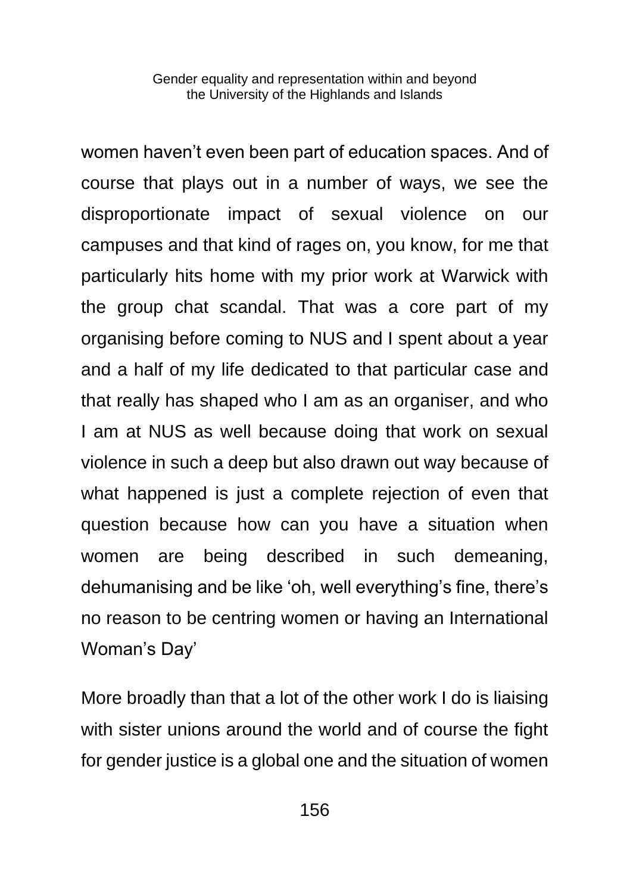women haven't even been part of education spaces. And of course that plays out in a number of ways, we see the disproportionate impact of sexual violence on our campuses and that kind of rages on, you know, for me that particularly hits home with my prior work at Warwick with the group chat scandal. That was a core part of my organising before coming to NUS and I spent about a year and a half of my life dedicated to that particular case and that really has shaped who I am as an organiser, and who I am at NUS as well because doing that work on sexual violence in such a deep but also drawn out way because of what happened is just a complete rejection of even that question because how can you have a situation when women are being described in such demeaning, dehumanising and be like 'oh, well everything's fine, there's no reason to be centring women or having an International Woman's Day'

More broadly than that a lot of the other work I do is liaising with sister unions around the world and of course the fight for gender justice is a global one and the situation of women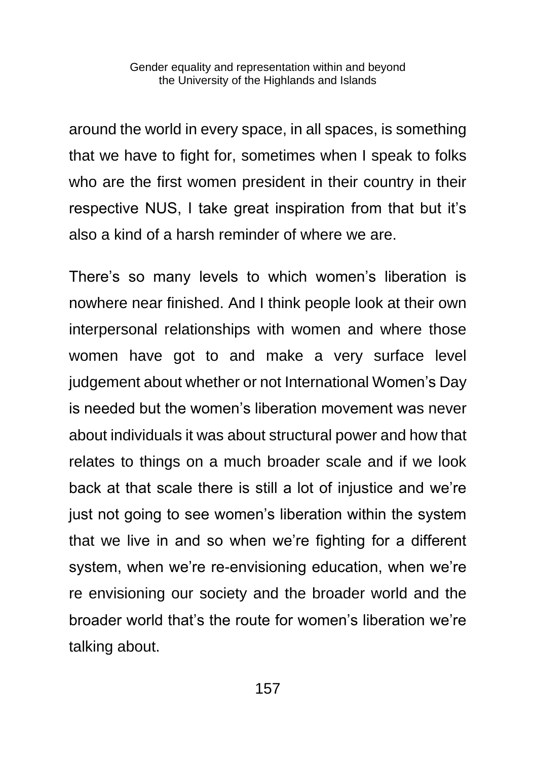around the world in every space, in all spaces, is something that we have to fight for, sometimes when I speak to folks who are the first women president in their country in their respective NUS, I take great inspiration from that but it's also a kind of a harsh reminder of where we are.

There's so many levels to which women's liberation is nowhere near finished. And I think people look at their own interpersonal relationships with women and where those women have got to and make a very surface level judgement about whether or not International Women's Day is needed but the women's liberation movement was never about individuals it was about structural power and how that relates to things on a much broader scale and if we look back at that scale there is still a lot of injustice and we're just not going to see women's liberation within the system that we live in and so when we're fighting for a different system, when we're re-envisioning education, when we're re envisioning our society and the broader world and the broader world that's the route for women's liberation we're talking about.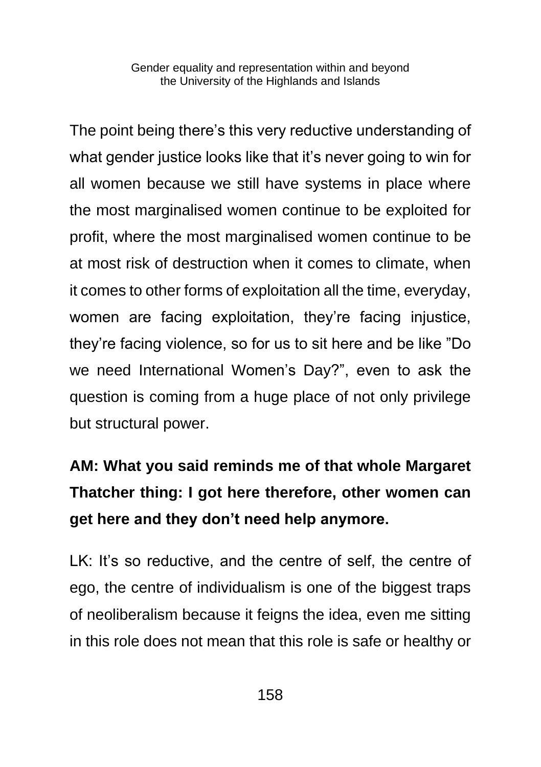The point being there’s this very reductive understanding of what gender justice looks like that it’s never going to win for all women because we still have systems in place where the most marginalised women continue to be exploited for profit, where the most marginalised women continue to be at most risk of destruction when it comes to climate, when it comes to other forms of exploitation all the time, everyday, women are facing exploitation, they’re facing injustice, they’re facing violence, so for us to sit here and be like ”Do we need International Women’s Day?”, even to ask the question is coming from a huge place of not only privilege but structural power.

**AM: What you said reminds me of that whole Margaret Thatcher thing: I got here therefore, other women can get here and they don’t need help anymore.**

LK: It’s so reductive, and the centre of self, the centre of ego, the centre of individualism is one of the biggest traps of neoliberalism because it feigns the idea, even me sitting in this role does not mean that this role is safe or healthy or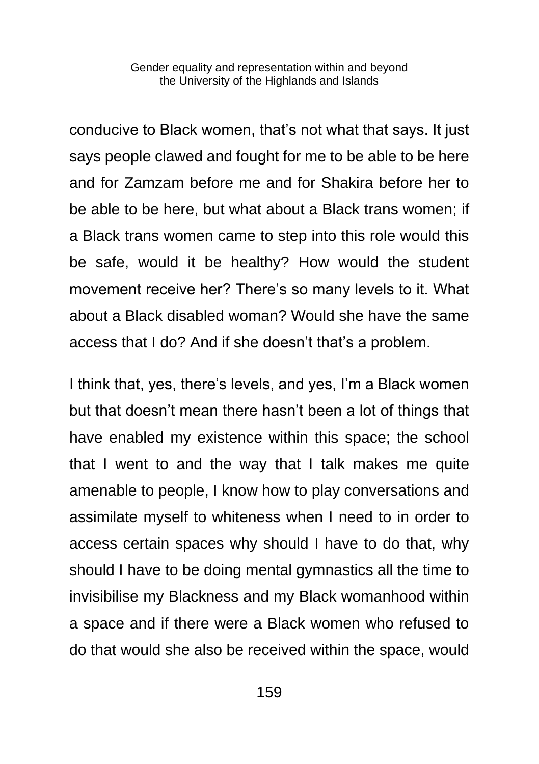conducive to Black women, that's not what that says. It just says people clawed and fought for me to be able to be here and for Zamzam before me and for Shakira before her to be able to be here, but what about a Black trans women; if a Black trans women came to step into this role would this be safe, would it be healthy? How would the student movement receive her? There's so many levels to it. What about a Black disabled woman? Would she have the same access that I do? And if she doesn't that's a problem.

I think that, yes, there's levels, and yes, I'm a Black women but that doesn't mean there hasn't been a lot of things that have enabled my existence within this space; the school that I went to and the way that I talk makes me quite amenable to people, I know how to play conversations and assimilate myself to whiteness when I need to in order to access certain spaces why should I have to do that, why should I have to be doing mental gymnastics all the time to invisibilise my Blackness and my Black womanhood within a space and if there were a Black women who refused to do that would she also be received within the space, would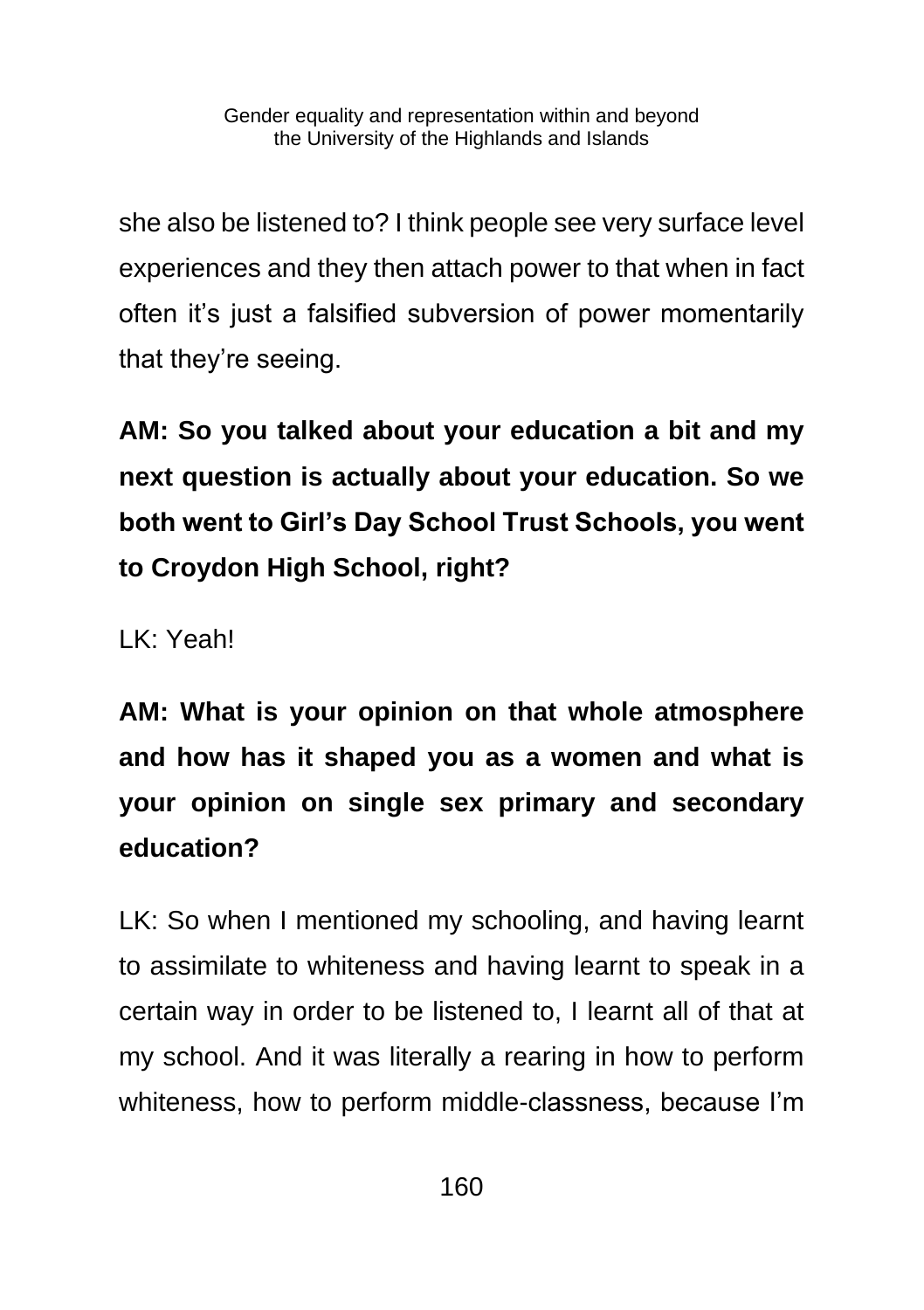she also be listened to? I think people see very surface level experiences and they then attach power to that when in fact often it's just a falsified subversion of power momentarily that they're seeing.

**AM: So you talked about your education a bit and my next question is actually about your education. So we both went to Girl's Day School Trust Schools, you went to Croydon High School, right?**

LK: Yeah!

**AM: What is your opinion on that whole atmosphere and how has it shaped you as a women and what is your opinion on single sex primary and secondary education?**

LK: So when I mentioned my schooling, and having learnt to assimilate to whiteness and having learnt to speak in a certain way in order to be listened to, I learnt all of that at my school. And it was literally a rearing in how to perform whiteness, how to perform middle-classness, because I'm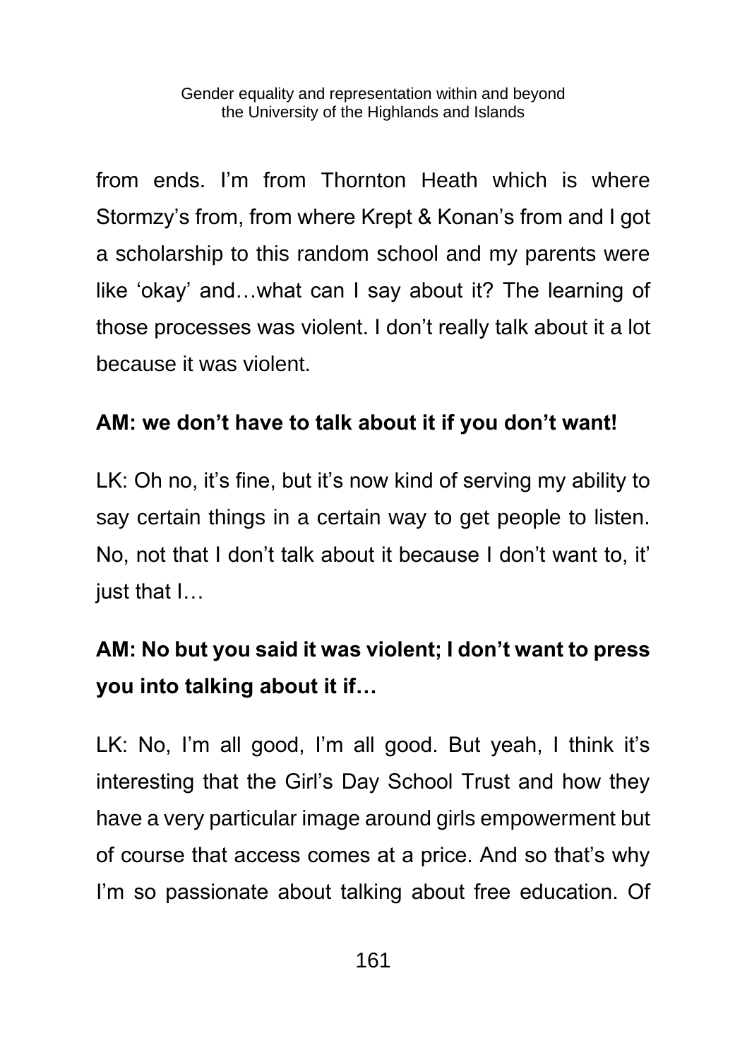from ends. I'm from Thornton Heath which is where Stormzy's from, from where Krept & Konan's from and I got a scholarship to this random school and my parents were like 'okay' and…what can I say about it? The learning of those processes was violent. I don't really talk about it a lot because it was violent.

**AM: we don't have to talk about it if you don't want!**

LK: Oh no, it's fine, but it's now kind of serving my ability to say certain things in a certain way to get people to listen. No, not that I don't talk about it because I don't want to, it' just that I…

**AM: No but you said it was violent; I don't want to press you into talking about it if…**

LK: No, I'm all good, I'm all good. But yeah, I think it's interesting that the Girl's Day School Trust and how they have a very particular image around girls empowerment but of course that access comes at a price. And so that's why I'm so passionate about talking about free education. Of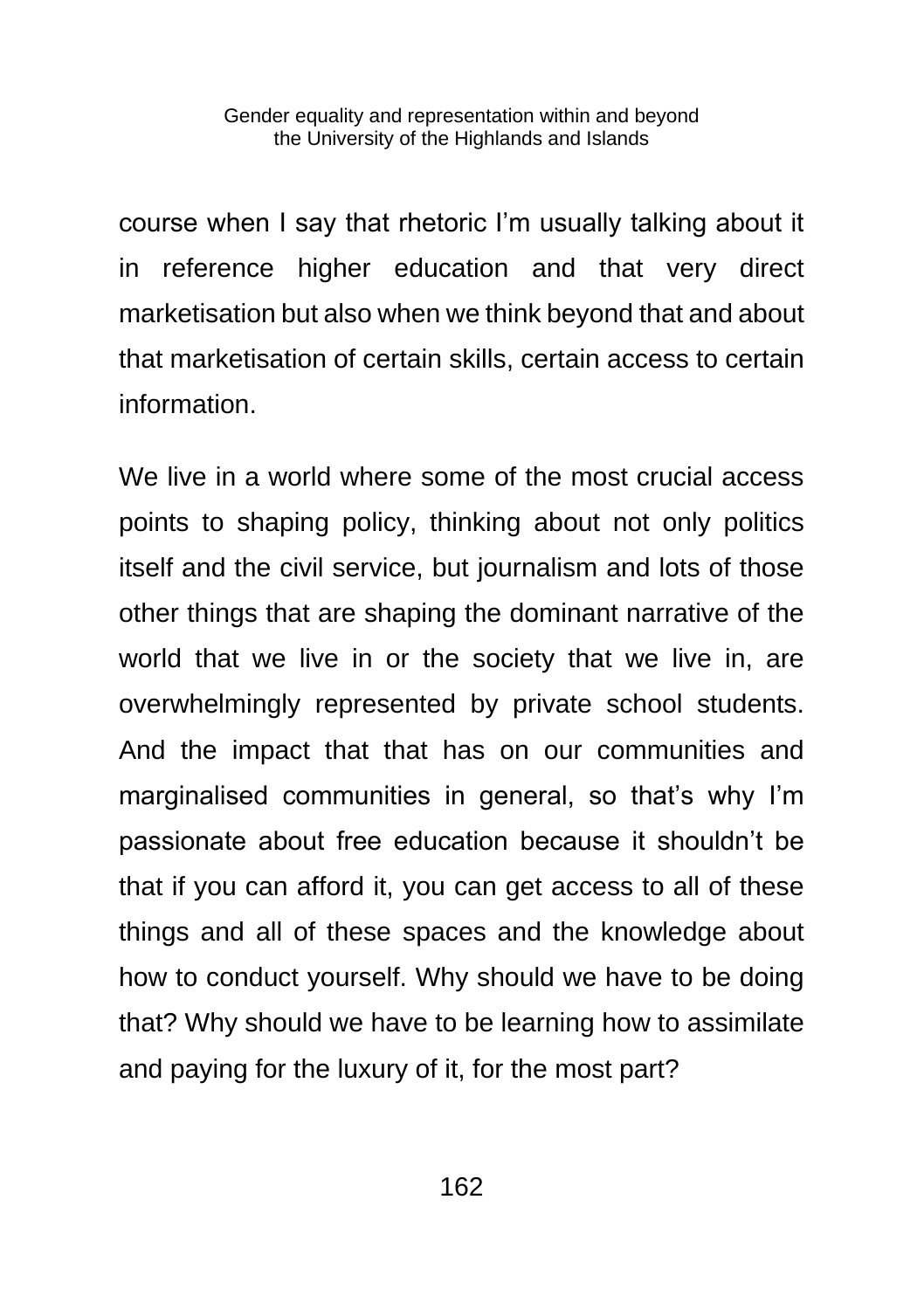course when I say that rhetoric I'm usually talking about it in reference higher education and that very direct marketisation but also when we think beyond that and about that marketisation of certain skills, certain access to certain information.

We live in a world where some of the most crucial access points to shaping policy, thinking about not only politics itself and the civil service, but journalism and lots of those other things that are shaping the dominant narrative of the world that we live in or the society that we live in, are overwhelmingly represented by private school students. And the impact that that has on our communities and marginalised communities in general, so that's why I'm passionate about free education because it shouldn't be that if you can afford it, you can get access to all of these things and all of these spaces and the knowledge about how to conduct yourself. Why should we have to be doing that? Why should we have to be learning how to assimilate and paying for the luxury of it, for the most part?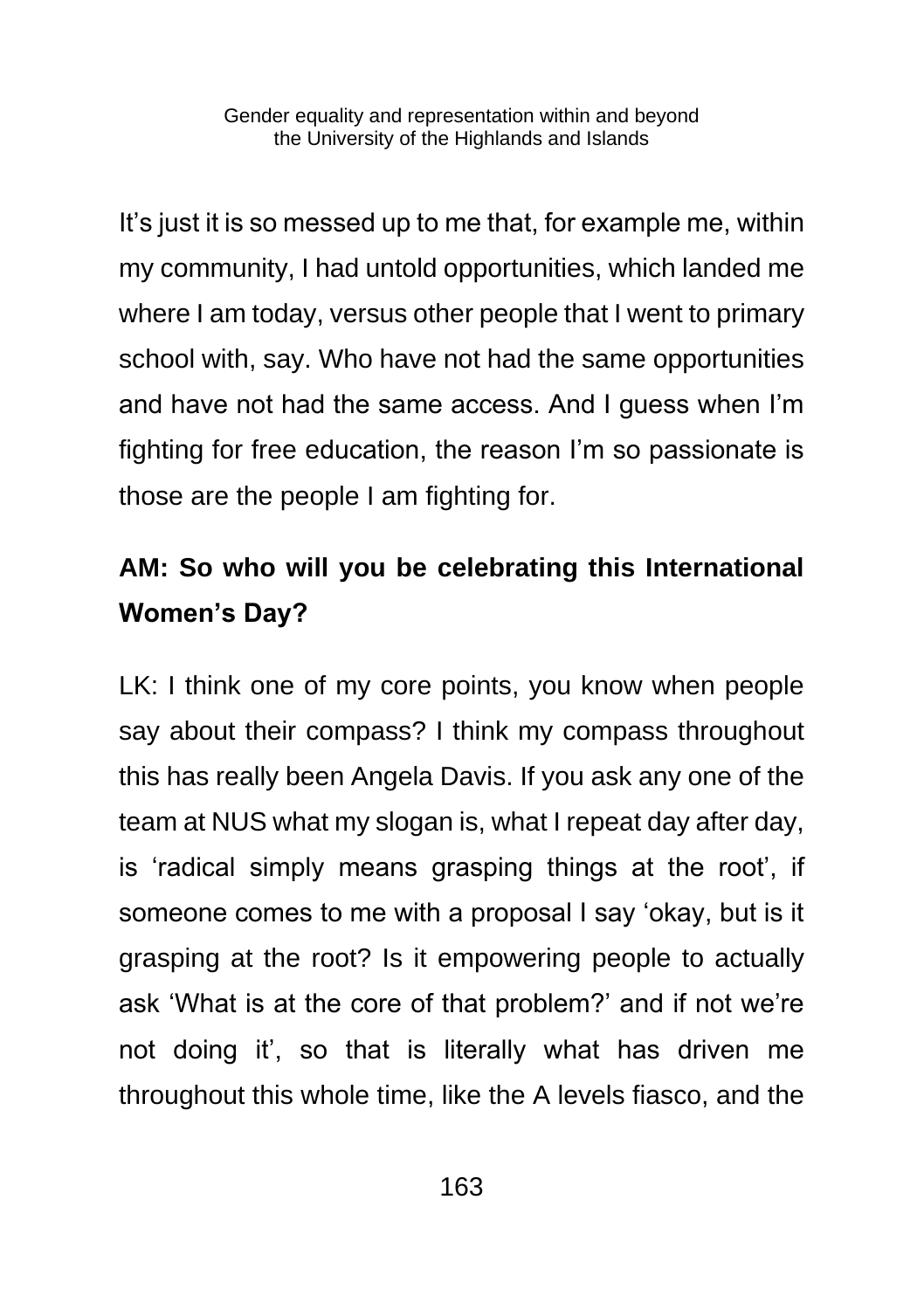It's just it is so messed up to me that, for example me, within my community, I had untold opportunities, which landed me where I am today, versus other people that I went to primary school with, say. Who have not had the same opportunities and have not had the same access. And I guess when I'm fighting for free education, the reason I'm so passionate is those are the people I am fighting for.

**AM: So who will you be celebrating this International Women's Day?**

LK: I think one of my core points, you know when people say about their compass? I think my compass throughout this has really been Angela Davis. If you ask any one of the team at NUS what my slogan is, what I repeat day after day, is 'radical simply means grasping things at the root', if someone comes to me with a proposal I say 'okay, but is it grasping at the root? Is it empowering people to actually ask 'What is at the core of that problem?' and if not we're not doing it', so that is literally what has driven me throughout this whole time, like the A levels fiasco, and the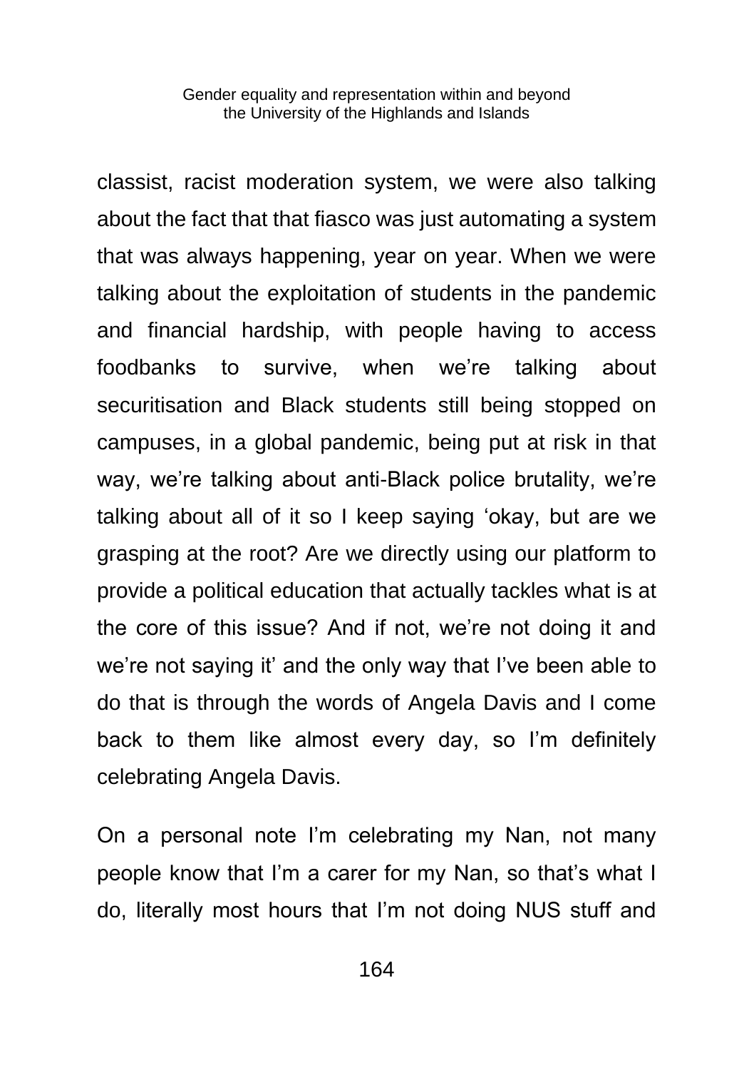classist, racist moderation system, we were also talking about the fact that that fiasco was just automating a system that was always happening, year on year. When we were talking about the exploitation of students in the pandemic and financial hardship, with people having to access foodbanks to survive, when we're talking about securitisation and Black students still being stopped on campuses, in a global pandemic, being put at risk in that way, we're talking about anti-Black police brutality, we're talking about all of it so I keep saying 'okay, but are we grasping at the root? Are we directly using our platform to provide a political education that actually tackles what is at the core of this issue? And if not, we're not doing it and we're not saying it' and the only way that I've been able to do that is through the words of Angela Davis and I come back to them like almost every day, so I'm definitely celebrating Angela Davis.

On a personal note I'm celebrating my Nan, not many people know that I'm a carer for my Nan, so that's what I do, literally most hours that I'm not doing NUS stuff and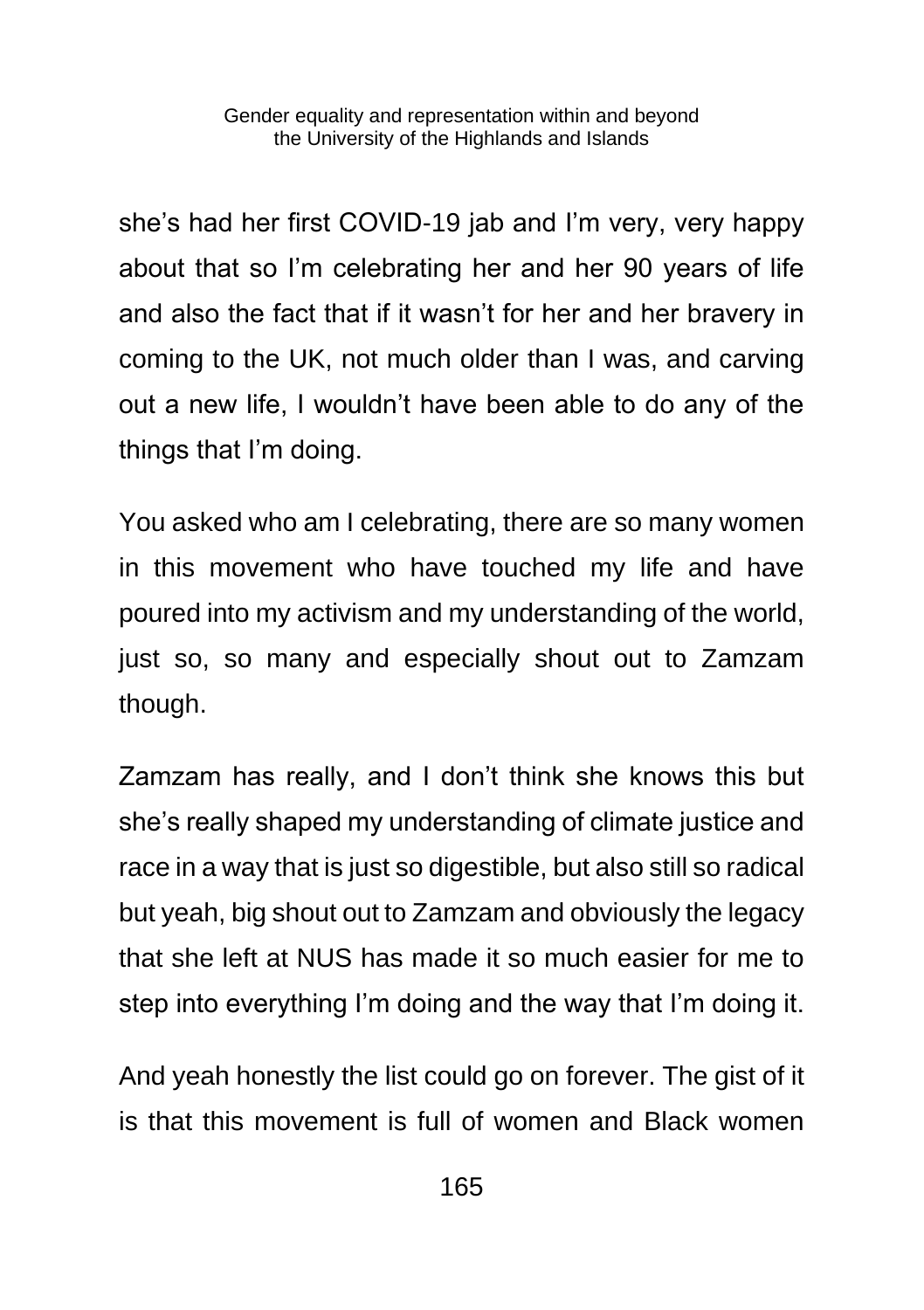she's had her first COVID-19 jab and I'm very, very happy about that so I'm celebrating her and her 90 years of life and also the fact that if it wasn't for her and her bravery in coming to the UK, not much older than I was, and carving out a new life, I wouldn't have been able to do any of the things that I'm doing.

You asked who am I celebrating, there are so many women in this movement who have touched my life and have poured into my activism and my understanding of the world, just so, so many and especially shout out to Zamzam though.

Zamzam has really, and I don't think she knows this but she's really shaped my understanding of climate justice and race in a way that is just so digestible, but also still so radical but yeah, big shout out to Zamzam and obviously the legacy that she left at NUS has made it so much easier for me to step into everything I'm doing and the way that I'm doing it.

And yeah honestly the list could go on forever. The gist of it is that this movement is full of women and Black women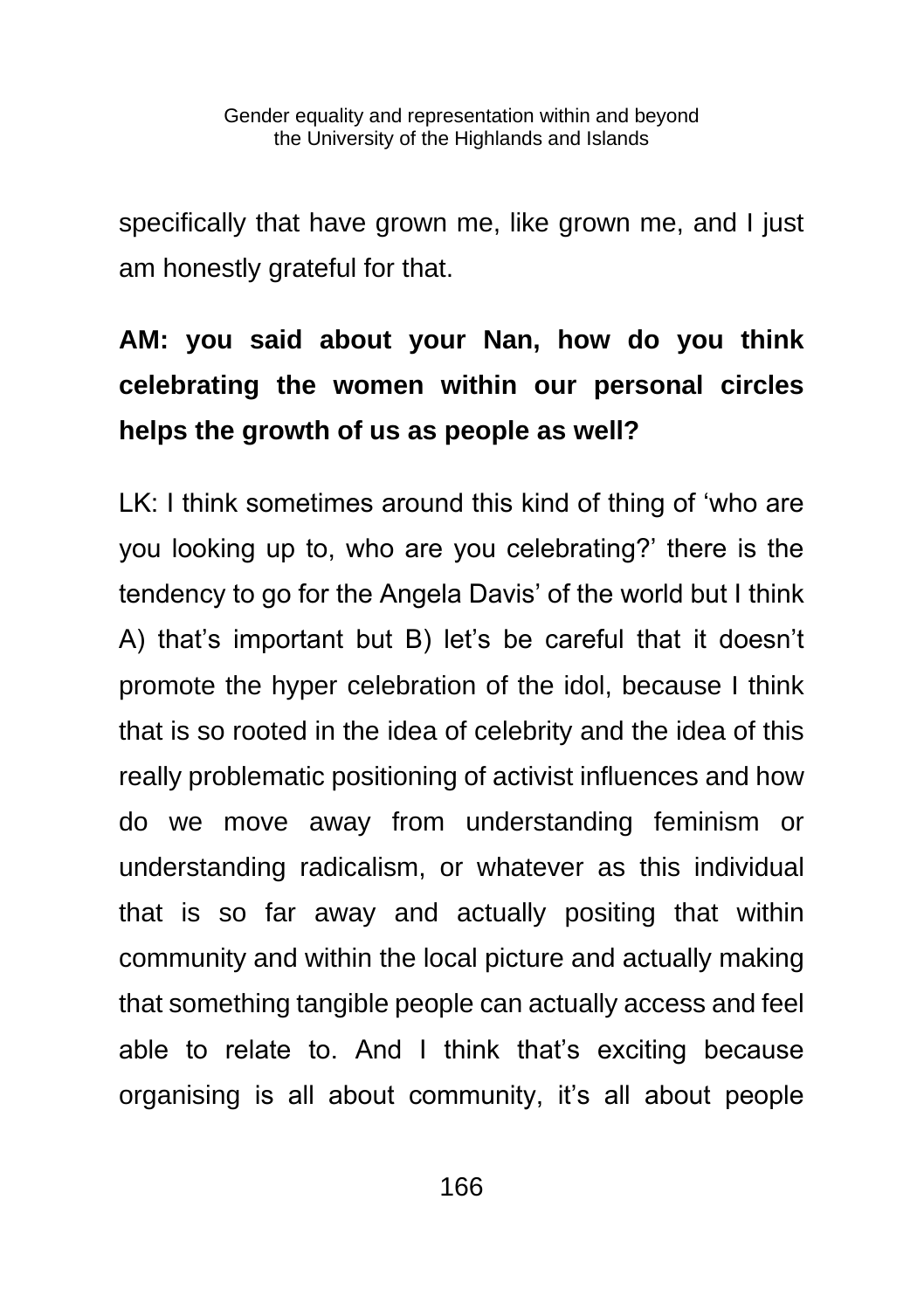specifically that have grown me, like grown me, and I just am honestly grateful for that.

**AM: you said about your Nan, how do you think celebrating the women within our personal circles helps the growth of us as people as well?**

LK: I think sometimes around this kind of thing of 'who are you looking up to, who are you celebrating?' there is the tendency to go for the Angela Davis' of the world but I think A) that's important but B) let's be careful that it doesn't promote the hyper celebration of the idol, because I think that is so rooted in the idea of celebrity and the idea of this really problematic positioning of activist influences and how do we move away from understanding feminism or understanding radicalism, or whatever as this individual that is so far away and actually positing that within community and within the local picture and actually making that something tangible people can actually access and feel able to relate to. And I think that's exciting because organising is all about community, it's all about people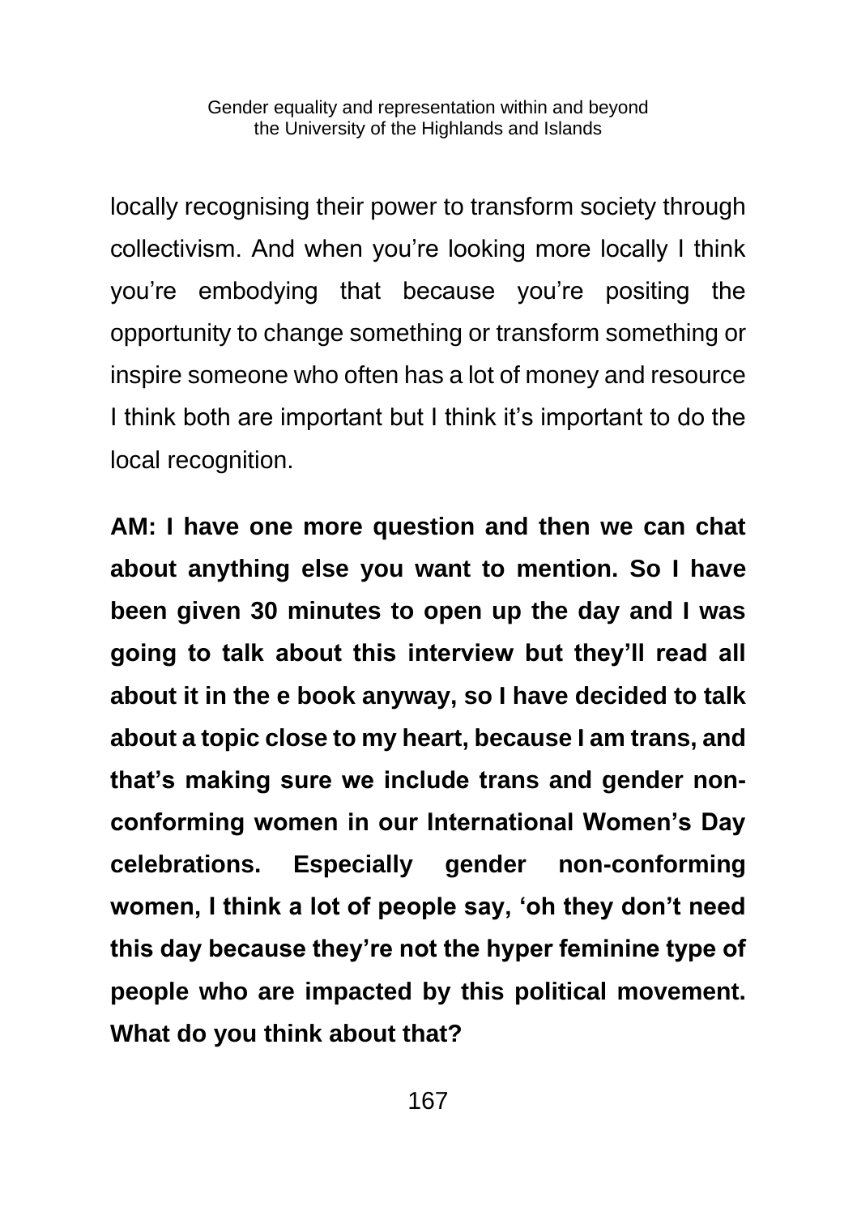locally recognising their power to transform society through collectivism. And when you're looking more locally I think you're embodying that because you're positing the opportunity to change something or transform something or inspire someone who often has a lot of money and resource I think both are important but I think it's important to do the local recognition.

**AM: I have one more question and then we can chat about anything else you want to mention. So I have been given 30 minutes to open up the day and I was going to talk about this interview but they'll read all about it in the e book anyway, so I have decided to talk about a topic close to my heart, because I am trans, and that's making sure we include trans and gender non-conforming women in our International Women's Day celebrations. Especially gender non-conforming women, I think a lot of people say, 'oh they don't need this day because they're not the hyper feminine type of people who are impacted by this political movement. What do you think about that?**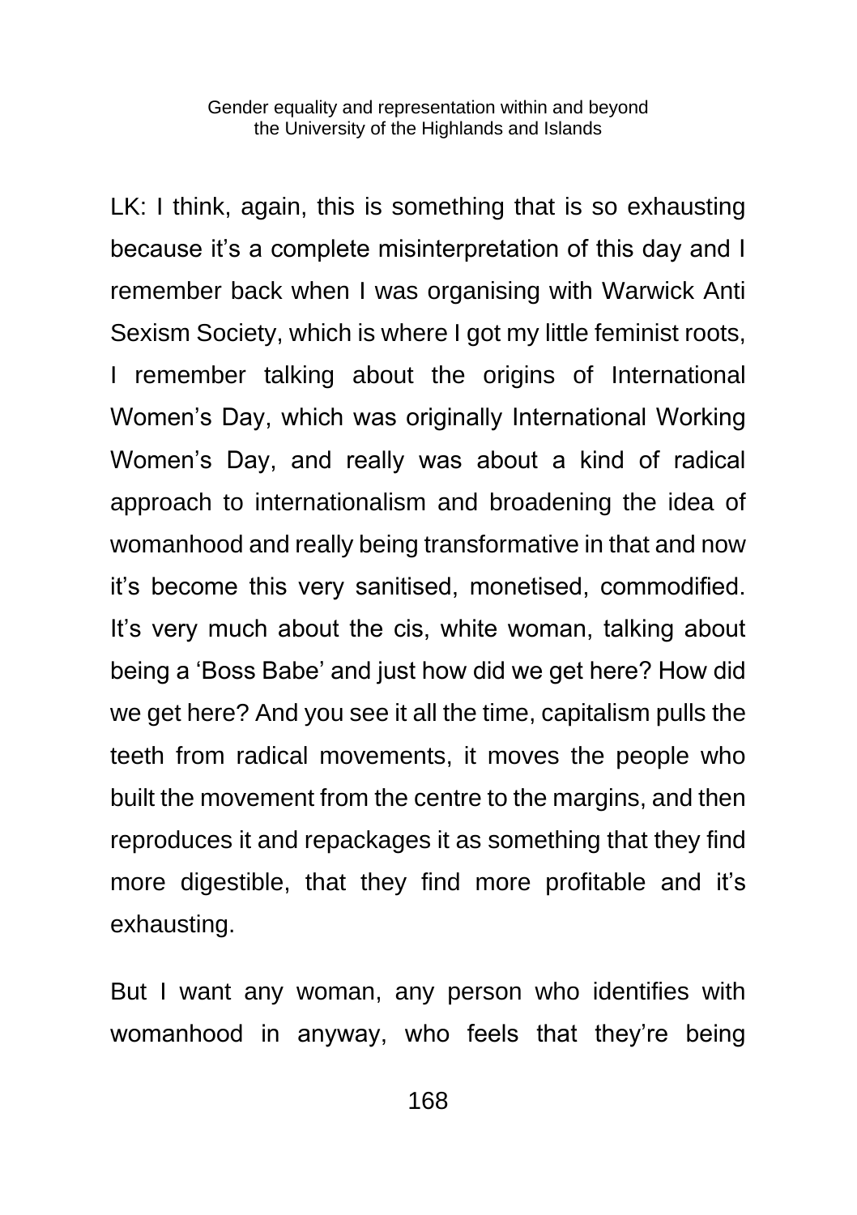LK: I think, again, this is something that is so exhausting because it's a complete misinterpretation of this day and I remember back when I was organising with Warwick Anti Sexism Society, which is where I got my little feminist roots, I remember talking about the origins of International Women's Day, which was originally International Working Women's Day, and really was about a kind of radical approach to internationalism and broadening the idea of womanhood and really being transformative in that and now it's become this very sanitised, monetised, commodified. It's very much about the cis, white woman, talking about being a 'Boss Babe' and just how did we get here? How did we get here? And you see it all the time, capitalism pulls the teeth from radical movements, it moves the people who built the movement from the centre to the margins, and then reproduces it and repackages it as something that they find more digestible, that they find more profitable and it's exhausting.

But I want any woman, any person who identifies with womanhood in anyway, who feels that they're being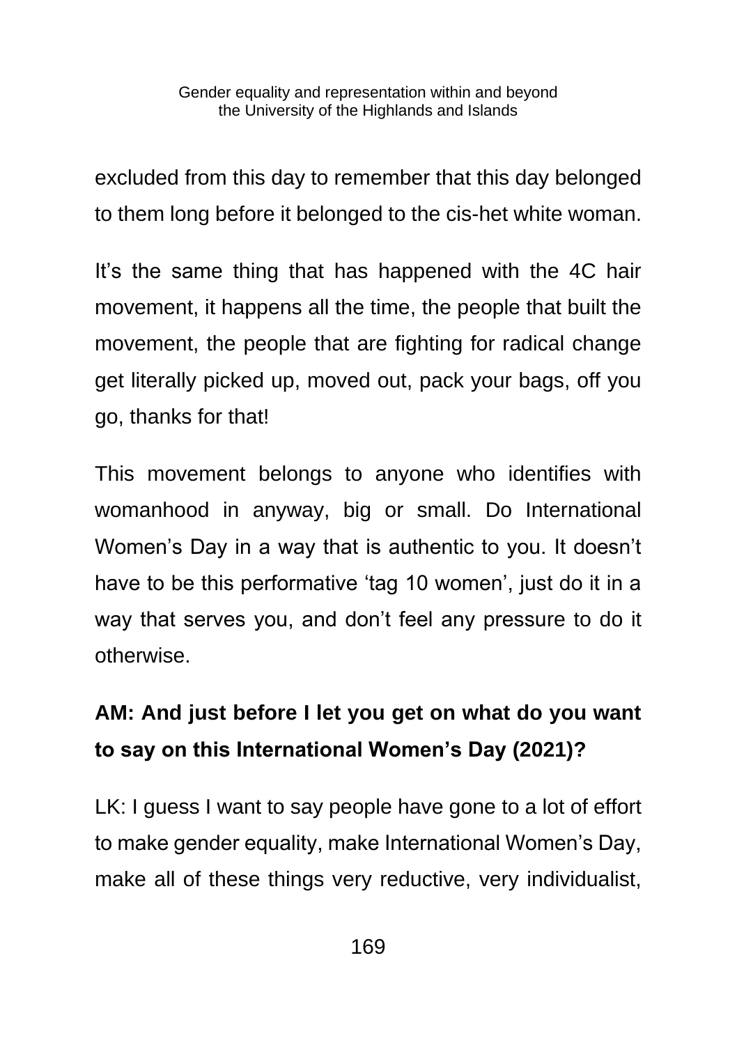excluded from this day to remember that this day belonged to them long before it belonged to the cis-het white woman.

It's the same thing that has happened with the 4C hair movement, it happens all the time, the people that built the movement, the people that are fighting for radical change get literally picked up, moved out, pack your bags, off you go, thanks for that!

This movement belongs to anyone who identifies with womanhood in anyway, big or small. Do International Women's Day in a way that is authentic to you. It doesn't have to be this performative 'tag 10 women', just do it in a way that serves you, and don't feel any pressure to do it otherwise.

**AM: And just before I let you get on what do you want to say on this International Women's Day (2021)?**

LK: I guess I want to say people have gone to a lot of effort to make gender equality, make International Women's Day, make all of these things very reductive, very individualist,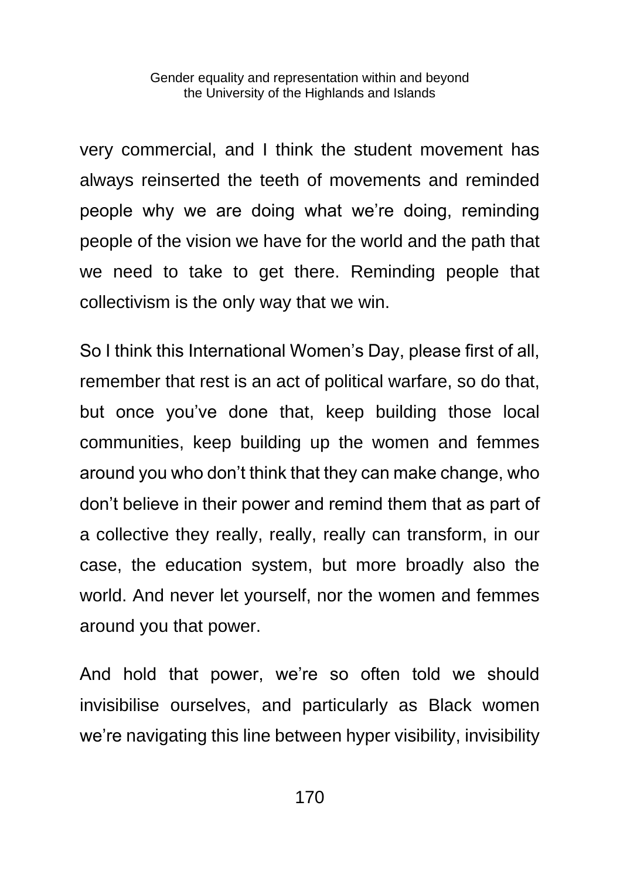very commercial, and I think the student movement has always reinserted the teeth of movements and reminded people why we are doing what we're doing, reminding people of the vision we have for the world and the path that we need to take to get there. Reminding people that collectivism is the only way that we win.

So I think this International Women's Day, please first of all, remember that rest is an act of political warfare, so do that, but once you've done that, keep building those local communities, keep building up the women and femmes around you who don't think that they can make change, who don't believe in their power and remind them that as part of a collective they really, really, really can transform, in our case, the education system, but more broadly also the world. And never let yourself, nor the women and femmes around you that power.

And hold that power, we're so often told we should invisibilise ourselves, and particularly as Black women we're navigating this line between hyper visibility, invisibility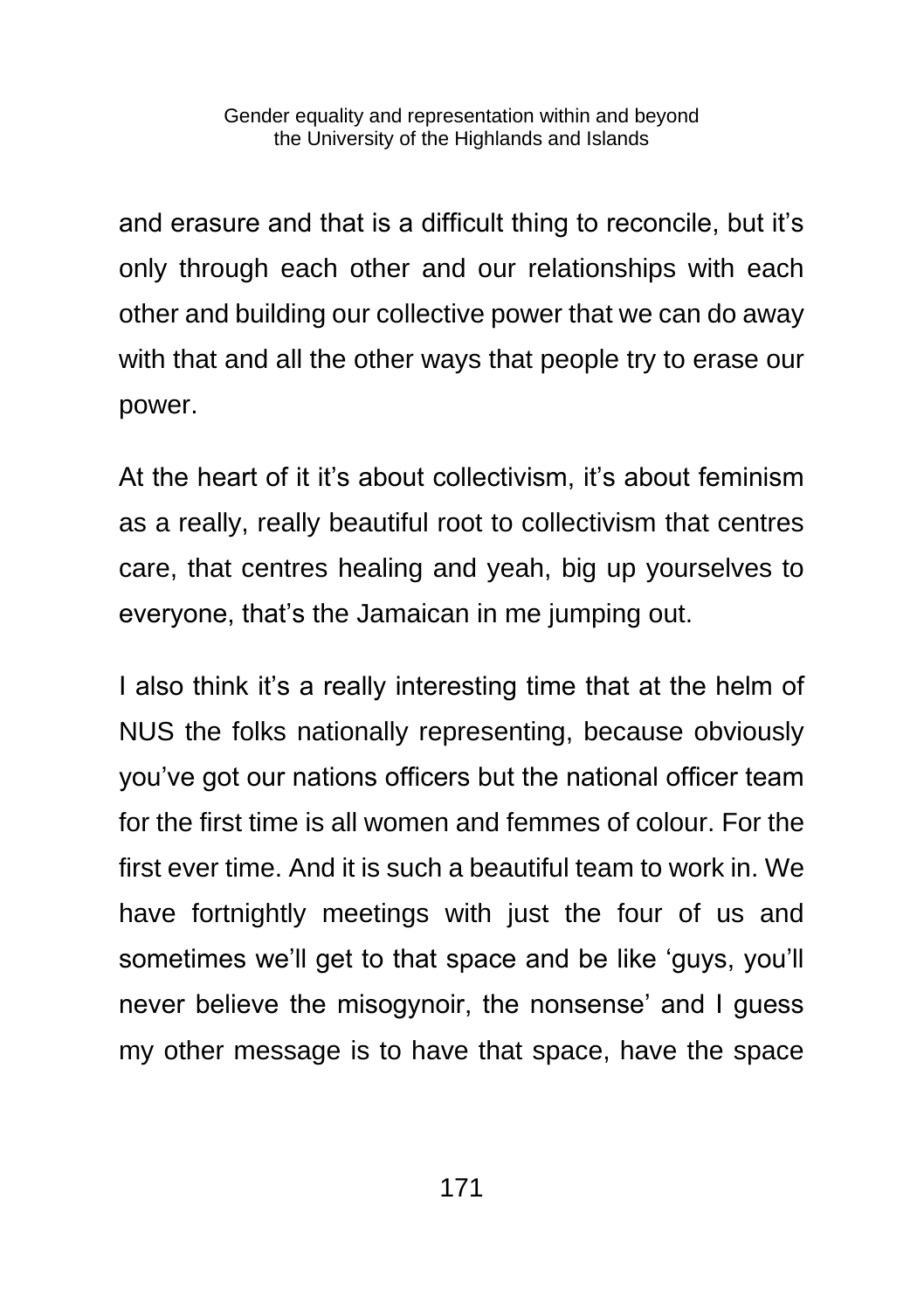and erasure and that is a difficult thing to reconcile, but it's only through each other and our relationships with each other and building our collective power that we can do away with that and all the other ways that people try to erase our power.

At the heart of it it's about collectivism, it's about feminism as a really, really beautiful root to collectivism that centres care, that centres healing and yeah, big up yourselves to everyone, that's the Jamaican in me jumping out.

I also think it's a really interesting time that at the helm of NUS the folks nationally representing, because obviously you've got our nations officers but the national officer team for the first time is all women and femmes of colour. For the first ever time. And it is such a beautiful team to work in. We have fortnightly meetings with just the four of us and sometimes we'll get to that space and be like 'guys, you'll never believe the misogynoir, the nonsense' and I guess my other message is to have that space, have the space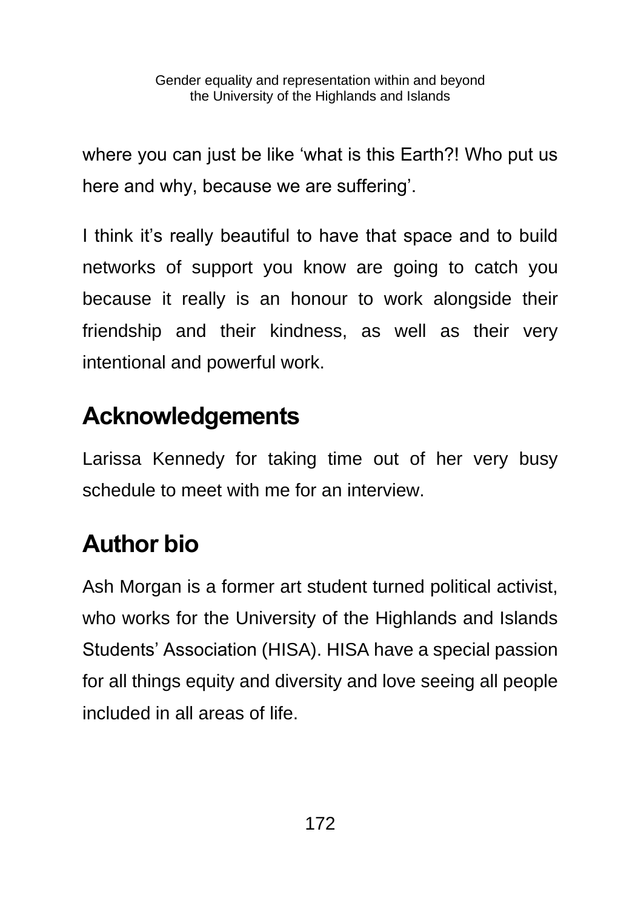where you can just be like 'what is this Earth?! Who put us here and why, because we are suffering'.

I think it's really beautiful to have that space and to build networks of support you know are going to catch you because it really is an honour to work alongside their friendship and their kindness, as well as their very intentional and powerful work.

## Acknowledgements

Larissa Kennedy for taking time out of her very busy schedule to meet with me for an interview.

## Author bio

Ash Morgan is a former art student turned political activist, who works for the University of the Highlands and Islands Students' Association (HISA). HISA have a special passion for all things equity and diversity and love seeing all people included in all areas of life.